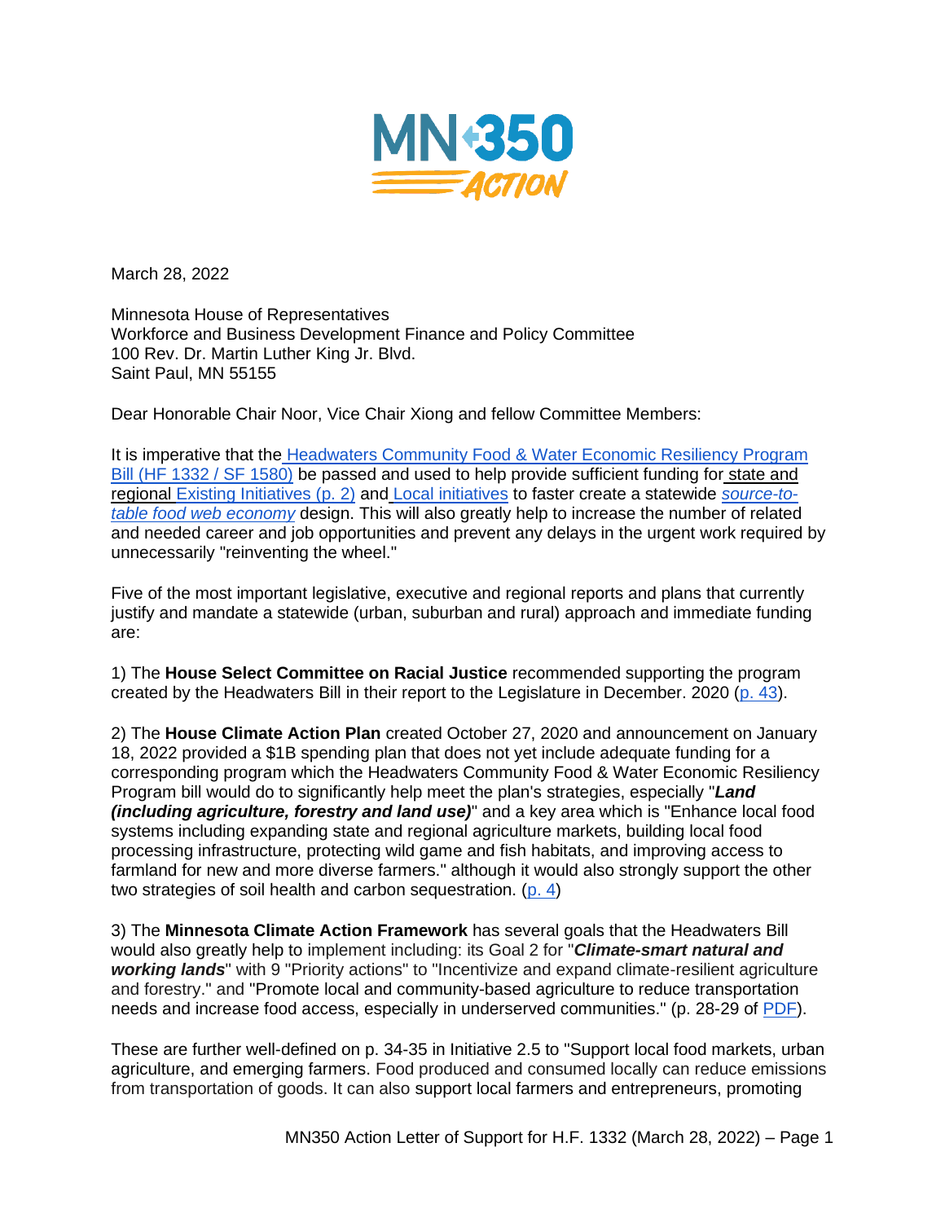March 28, 2022

Minnesota House of Representatives
Workforce and Business Development Finance and Policy Committee
100 Rev. Dr. Martin Luther King Jr. Blvd.
Saint Paul, MN 55155

Dear Honorable Chair Noor, Vice Chair Xiong and fellow Committee Members:

It is imperative that the Headwaters Community Food & Water Economic Resiliency Program Bill (HF 1332 / SF 1580) be passed and used to help provide sufficient funding for state and regional Existing Initiatives (p. 2) and Local initiatives to faster create a statewide *source-to-table food web economy* design. This will also greatly help to increase the number of related and needed career and job opportunities and prevent any delays in the urgent work required by unnecessarily "reinventing the wheel."

Five of the most important legislative, executive and regional reports and plans that currently justify and mandate a statewide (urban, suburban and rural) approach and immediate funding are:

1) The **House Select Committee on Racial Justice** recommended supporting the program created by the Headwaters Bill in their report to the Legislature in December. 2020 (p. 43).

2) The **House Climate Action Plan** created October 27, 2020 and announcement on January 18, 2022 provided a $1B spending plan that does not yet include adequate funding for a corresponding program which the Headwaters Community Food & Water Economic Resiliency Program bill would do to significantly help meet the plan's strategies, especially "***Land (including agriculture, forestry and land use)***" and a key area which is "Enhance local food systems including expanding state and regional agriculture markets, building local food processing infrastructure, protecting wild game and fish habitats, and improving access to farmland for new and more diverse farmers." although it would also strongly support the other two strategies of soil health and carbon sequestration. (p. 4)

3) The **Minnesota Climate Action Framework** has several goals that the Headwaters Bill would also greatly help to implement including: its Goal 2 for "***Climate-smart natural and working lands***" with 9 "Priority actions" to "Incentivize and expand climate-resilient agriculture and forestry." and "Promote local and community-based agriculture to reduce transportation needs and increase food access, especially in underserved communities." (p. 28-29 of PDF).

These are further well-defined on p. 34-35 in Initiative 2.5 to "Support local food markets, urban agriculture, and emerging farmers. Food produced and consumed locally can reduce emissions from transportation of goods. It can also support local farmers and entrepreneurs, promoting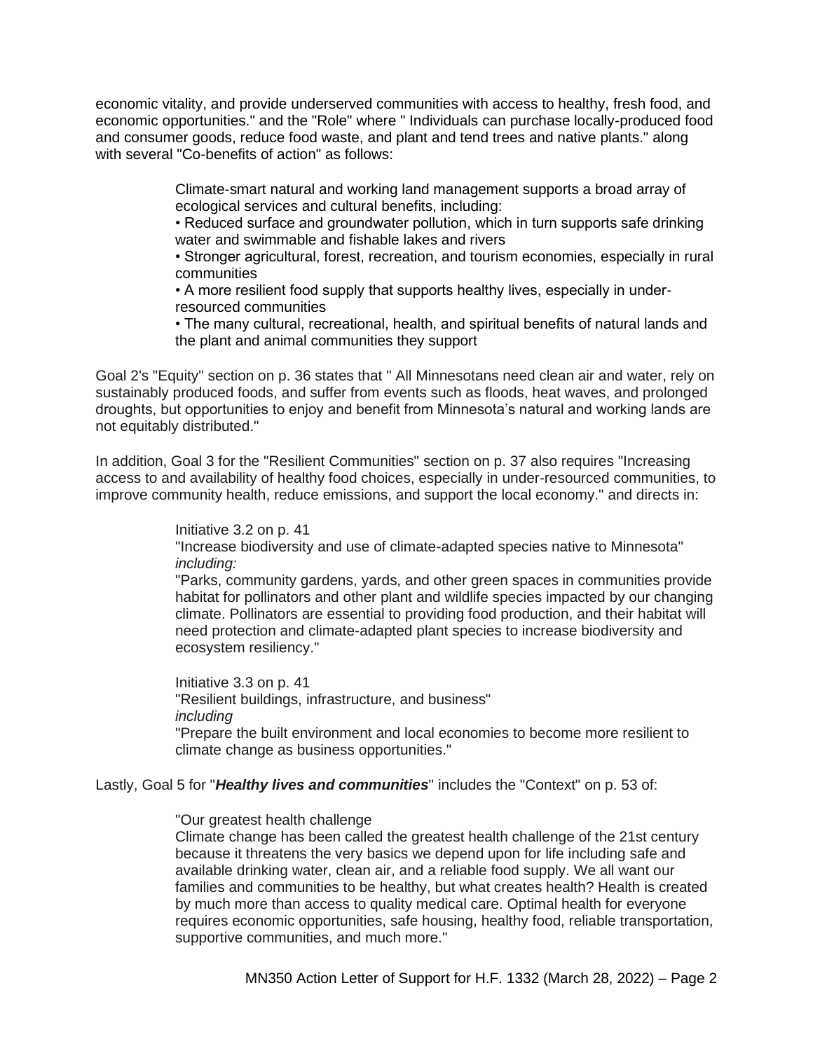economic vitality, and provide underserved communities with access to healthy, fresh food, and economic opportunities." and the "Role" where " Individuals can purchase locally-produced food and consumer goods, reduce food waste, and plant and tend trees and native plants." along with several "Co-benefits of action" as follows:

> Climate-smart natural and working land management supports a broad array of ecological services and cultural benefits, including:
> • Reduced surface and groundwater pollution, which in turn supports safe drinking water and swimmable and fishable lakes and rivers
> • Stronger agricultural, forest, recreation, and tourism economies, especially in rural communities
> • A more resilient food supply that supports healthy lives, especially in under-resourced communities
> • The many cultural, recreational, health, and spiritual benefits of natural lands and the plant and animal communities they support

Goal 2's "Equity" section on p. 36 states that " All Minnesotans need clean air and water, rely on sustainably produced foods, and suffer from events such as floods, heat waves, and prolonged droughts, but opportunities to enjoy and benefit from Minnesota's natural and working lands are not equitably distributed."

In addition, Goal 3 for the "Resilient Communities" section on p. 37 also requires "Increasing access to and availability of healthy food choices, especially in under-resourced communities, to improve community health, reduce emissions, and support the local economy." and directs in:

> Initiative 3.2 on p. 41
> "Increase biodiversity and use of climate-adapted species native to Minnesota"
> *including:*
> "Parks, community gardens, yards, and other green spaces in communities provide habitat for pollinators and other plant and wildlife species impacted by our changing climate. Pollinators are essential to providing food production, and their habitat will need protection and climate-adapted plant species to increase biodiversity and ecosystem resiliency."
>
> Initiative 3.3 on p. 41
> "Resilient buildings, infrastructure, and business"
> *including*
> "Prepare the built environment and local economies to become more resilient to climate change as business opportunities."

Lastly, Goal 5 for "***Healthy lives and communities***" includes the "Context" on p. 53 of:

> "Our greatest health challenge
> Climate change has been called the greatest health challenge of the 21st century because it threatens the very basics we depend upon for life including safe and available drinking water, clean air, and a reliable food supply. We all want our families and communities to be healthy, but what creates health? Health is created by much more than access to quality medical care. Optimal health for everyone requires economic opportunities, safe housing, healthy food, reliable transportation, supportive communities, and much more."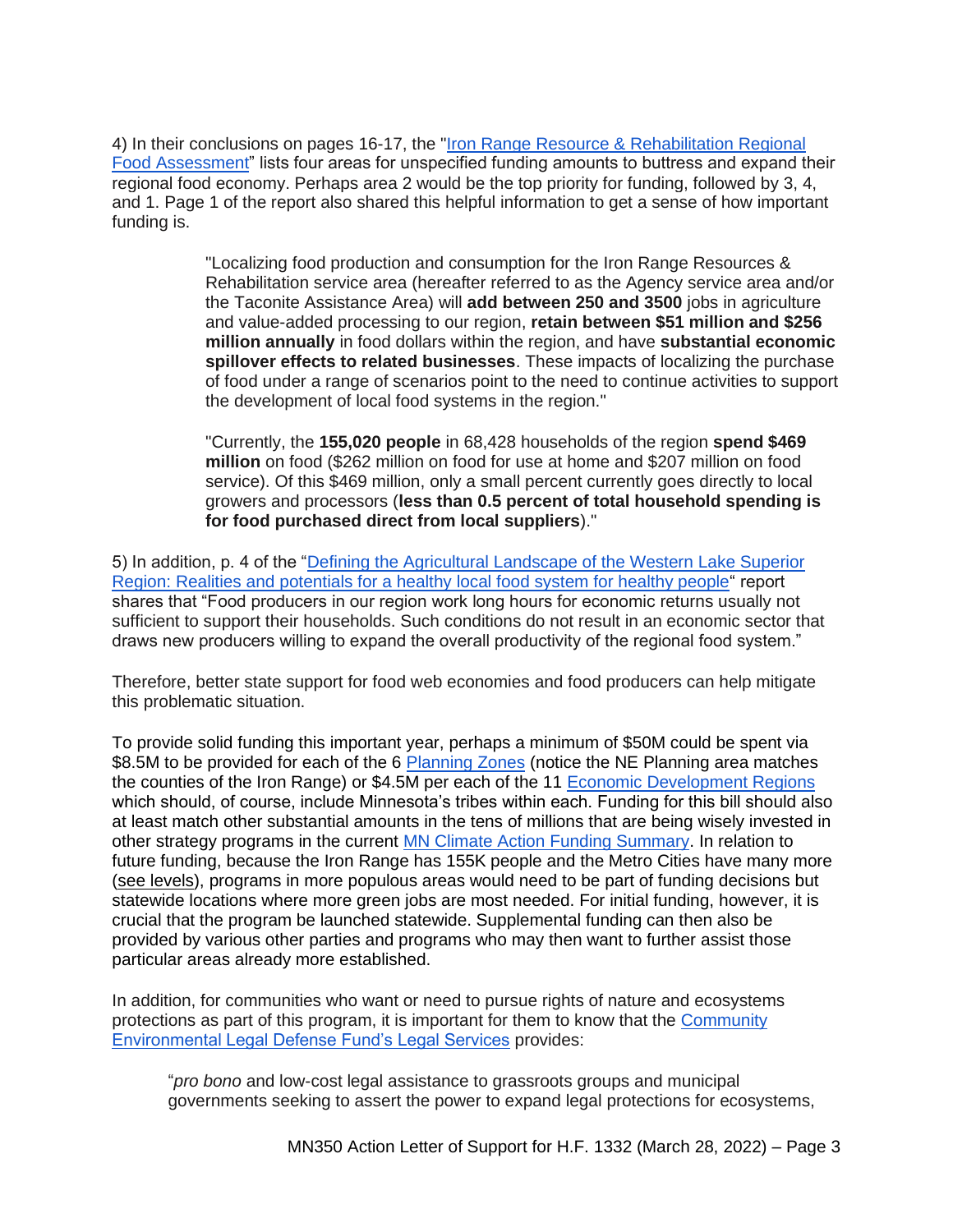4) In their conclusions on pages 16-17, the "Iron Range Resource & Rehabilitation Regional Food Assessment" lists four areas for unspecified funding amounts to buttress and expand their regional food economy. Perhaps area 2 would be the top priority for funding, followed by 3, 4, and 1. Page 1 of the report also shared this helpful information to get a sense of how important funding is.

> "Localizing food production and consumption for the Iron Range Resources & Rehabilitation service area (hereafter referred to as the Agency service area and/or the Taconite Assistance Area) will **add between 250 and 3500** jobs in agriculture and value-added processing to our region, **retain between $51 million and $256 million annually** in food dollars within the region, and have **substantial economic spillover effects to related businesses**. These impacts of localizing the purchase of food under a range of scenarios point to the need to continue activities to support the development of local food systems in the region."
>
> "Currently, the **155,020 people** in 68,428 households of the region **spend $469 million** on food ($262 million on food for use at home and $207 million on food service). Of this $469 million, only a small percent currently goes directly to local growers and processors (**less than 0.5 percent of total household spending is for food purchased direct from local suppliers**)."

5) In addition, p. 4 of the "Defining the Agricultural Landscape of the Western Lake Superior Region: Realities and potentials for a healthy local food system for healthy people" report shares that "Food producers in our region work long hours for economic returns usually not sufficient to support their households. Such conditions do not result in an economic sector that draws new producers willing to expand the overall productivity of the regional food system."

Therefore, better state support for food web economies and food producers can help mitigate this problematic situation.

To provide solid funding this important year, perhaps a minimum of $50M could be spent via $8.5M to be provided for each of the 6 Planning Zones (notice the NE Planning area matches the counties of the Iron Range) or $4.5M per each of the 11 Economic Development Regions which should, of course, include Minnesota's tribes within each. Funding for this bill should also at least match other substantial amounts in the tens of millions that are being wisely invested in other strategy programs in the current MN Climate Action Funding Summary. In relation to future funding, because the Iron Range has 155K people and the Metro Cities have many more (see levels), programs in more populous areas would need to be part of funding decisions but statewide locations where more green jobs are most needed. For initial funding, however, it is crucial that the program be launched statewide. Supplemental funding can then also be provided by various other parties and programs who may then want to further assist those particular areas already more established.

In addition, for communities who want or need to pursue rights of nature and ecosystems protections as part of this program, it is important for them to know that the Community Environmental Legal Defense Fund's Legal Services provides:

> "*pro bono* and low-cost legal assistance to grassroots groups and municipal governments seeking to assert the power to expand legal protections for ecosystems,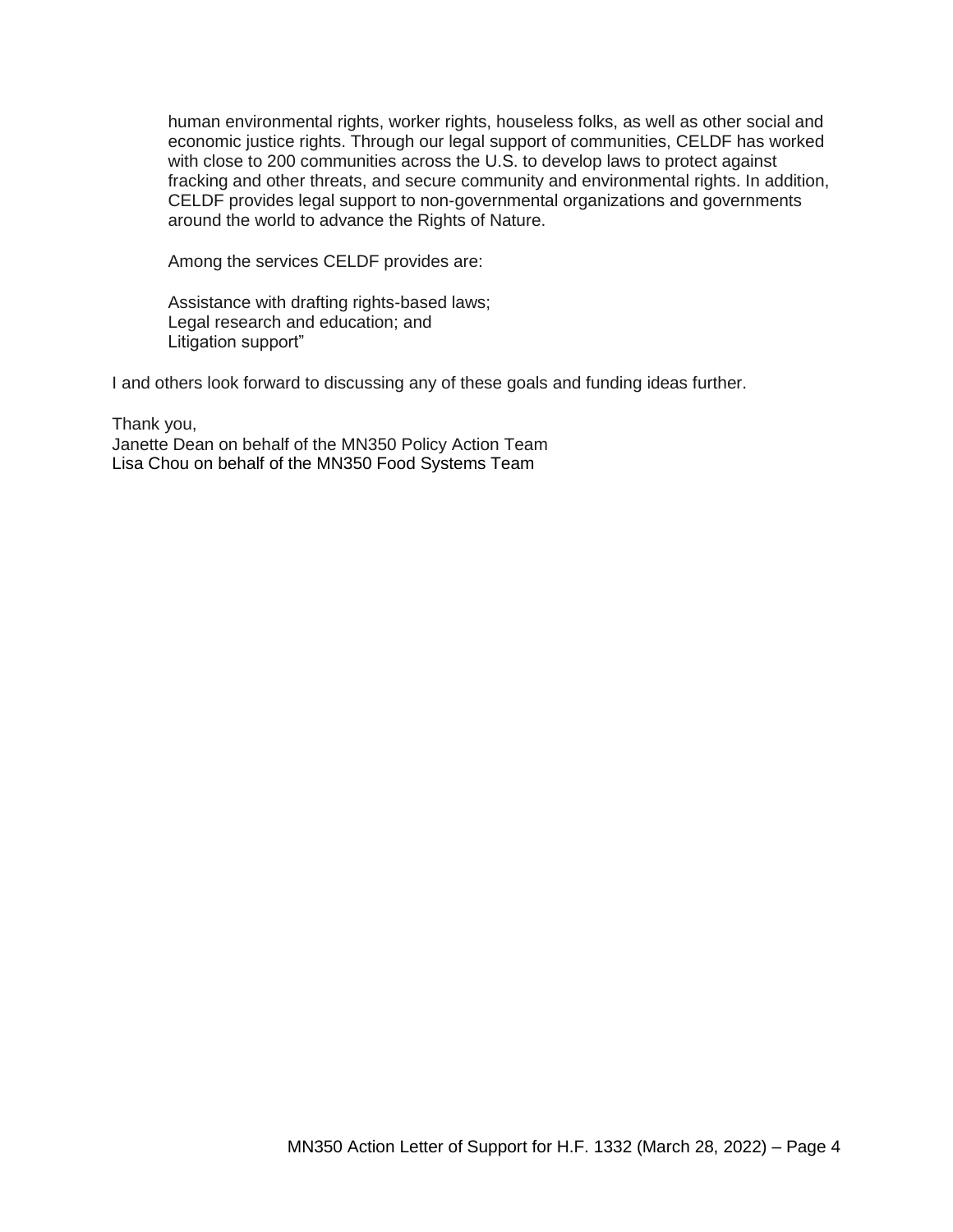human environmental rights, worker rights, houseless folks, as well as other social and economic justice rights. Through our legal support of communities, CELDF has worked with close to 200 communities across the U.S. to develop laws to protect against fracking and other threats, and secure community and environmental rights. In addition, CELDF provides legal support to non-governmental organizations and governments around the world to advance the Rights of Nature.

Among the services CELDF provides are:

Assistance with drafting rights-based laws;
Legal research and education; and
Litigation support"

I and others look forward to discussing any of these goals and funding ideas further.

Thank you,
Janette Dean on behalf of the MN350 Policy Action Team
Lisa Chou on behalf of the MN350 Food Systems Team